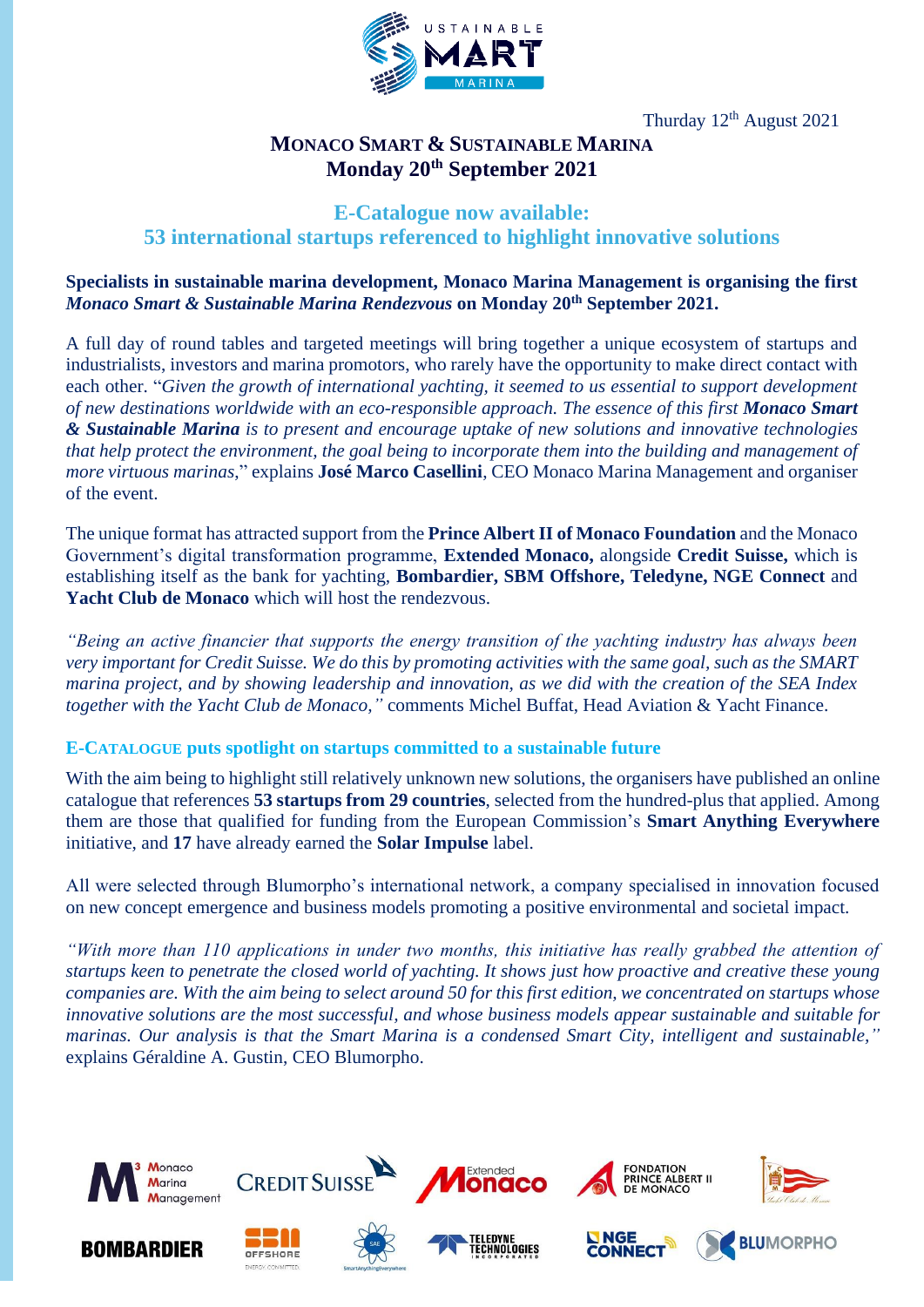Thurday 12th August 2021

# MONACO SMART & SUSTAINABLE MARINA
## Monday 20th September 2021

## E-Catalogue now available:
## 53 international startups referenced to highlight innovative solutions

**Specialists in sustainable marina development, Monaco Marina Management is organising the first *Monaco Smart & Sustainable Marina Rendezvous* on Monday 20th September 2021.**

A full day of round tables and targeted meetings will bring together a unique ecosystem of startups and industrialists, investors and marina promotors, who rarely have the opportunity to make direct contact with each other. "*Given the growth of international yachting, it seemed to us essential to support development of new destinations worldwide with an eco-responsible approach. The essence of this first **Monaco Smart & Sustainable Marina** is to present and encourage uptake of new solutions and innovative technologies that help protect the environment, the goal being to incorporate them into the building and management of more virtuous marinas,*" explains **José Marco Casellini**, CEO Monaco Marina Management and organiser of the event.

The unique format has attracted support from the **Prince Albert II of Monaco Foundation** and the Monaco Government's digital transformation programme, **Extended Monaco,** alongside **Credit Suisse,** which is establishing itself as the bank for yachting, **Bombardier, SBM Offshore, Teledyne, NGE Connect** and **Yacht Club de Monaco** which will host the rendezvous.

*"Being an active financier that supports the energy transition of the yachting industry has always been very important for Credit Suisse. We do this by promoting activities with the same goal, such as the SMART marina project, and by showing leadership and innovation, as we did with the creation of the SEA Index together with the Yacht Club de Monaco,"* comments Michel Buffat, Head Aviation & Yacht Finance.

### E-CATALOGUE puts spotlight on startups committed to a sustainable future

With the aim being to highlight still relatively unknown new solutions, the organisers have published an online catalogue that references **53 startups from 29 countries**, selected from the hundred-plus that applied. Among them are those that qualified for funding from the European Commission's **Smart Anything Everywhere** initiative, and **17** have already earned the **Solar Impulse** label.

All were selected through Blumorpho's international network, a company specialised in innovation focused on new concept emergence and business models promoting a positive environmental and societal impact.

*"With more than 110 applications in under two months, this initiative has really grabbed the attention of startups keen to penetrate the closed world of yachting. It shows just how proactive and creative these young companies are. With the aim being to select around 50 for this first edition, we concentrated on startups whose innovative solutions are the most successful, and whose business models appear sustainable and suitable for marinas. Our analysis is that the Smart Marina is a condensed Smart City, intelligent and sustainable,"* explains Géraldine A. Gustin, CEO Blumorpho.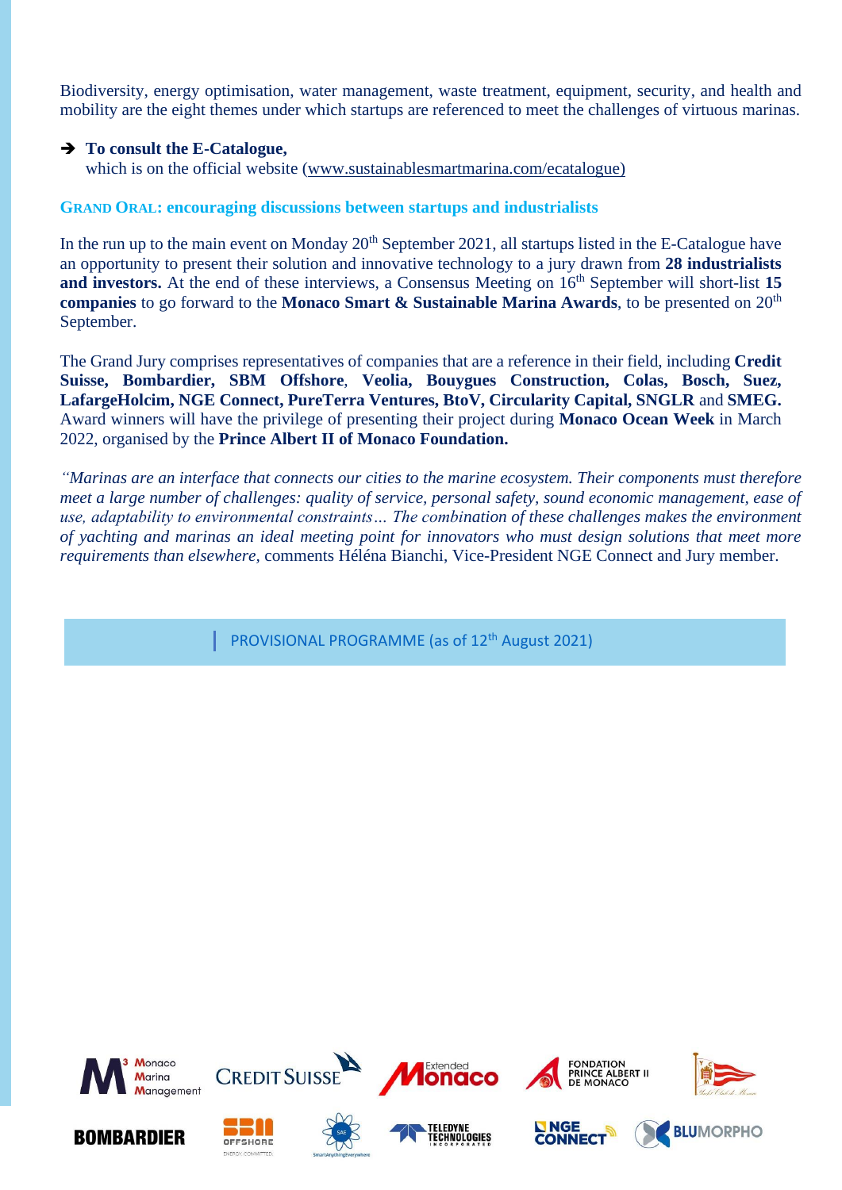Biodiversity, energy optimisation, water management, waste treatment, equipment, security, and health and mobility are the eight themes under which startups are referenced to meet the challenges of virtuous marinas.

➔ **To consult the E-Catalogue,**
which is on the official website (www.sustainablesmartmarina.com/ecatalogue)

**GRAND ORAL: encouraging discussions between startups and industrialists**

In the run up to the main event on Monday 20th September 2021, all startups listed in the E-Catalogue have an opportunity to present their solution and innovative technology to a jury drawn from **28 industrialists and investors.** At the end of these interviews, a Consensus Meeting on 16th September will short-list **15 companies** to go forward to the **Monaco Smart & Sustainable Marina Awards**, to be presented on 20th September.

The Grand Jury comprises representatives of companies that are a reference in their field, including **Credit Suisse, Bombardier, SBM Offshore**, **Veolia, Bouygues Construction, Colas, Bosch, Suez, LafargeHolcim, NGE Connect, PureTerra Ventures, BtoV, Circularity Capital, SNGLR** and **SMEG.** Award winners will have the privilege of presenting their project during **Monaco Ocean Week** in March 2022, organised by the **Prince Albert II of Monaco Foundation.**

*"Marinas are an interface that connects our cities to the marine ecosystem. Their components must therefore meet a large number of challenges: quality of service, personal safety, sound economic management, ease of use, adaptability to environmental constraints… The combination of these challenges makes the environment of yachting and marinas an ideal meeting point for innovators who must design solutions that meet more requirements than elsewhere,* comments Héléna Bianchi, Vice-President NGE Connect and Jury member.

## PROVISIONAL PROGRAMME (as of 12th August 2021)